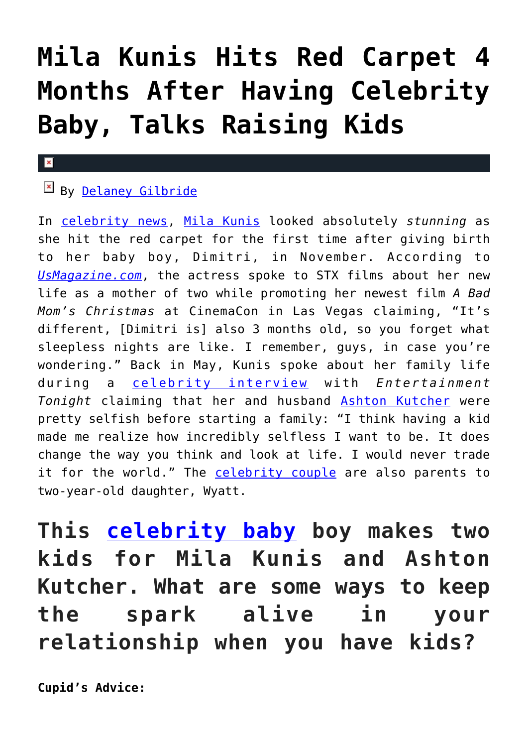# Mila Kunis Hits Red Carpet 4 Months After Having Celebrity Baby, Talks Raising Kids

By Delaney Gilbride

In celebrity news, Mila Kunis looked absolutely *stunning* as she hit the red carpet for the first time after giving birth to her baby boy, Dimitri, in November. According to *UsMagazine.com*, the actress spoke to STX films about her new life as a mother of two while promoting her newest film *A Bad Mom's Christmas* at CinemaCon in Las Vegas claiming, "It's different, [Dimitri is] also 3 months old, so you forget what sleepless nights are like. I remember, guys, in case you're wondering." Back in May, Kunis spoke about her family life during a celebrity interview with *Entertainment Tonight* claiming that her and husband Ashton Kutcher were pretty selfish before starting a family: "I think having a kid made me realize how incredibly selfless I want to be. It does change the way you think and look at life. I would never trade it for the world." The celebrity couple are also parents to two-year-old daughter, Wyatt.

## This celebrity baby boy makes two kids for Mila Kunis and Ashton Kutcher. What are some ways to keep the spark alive in your relationship when you have kids?

**Cupid's Advice:**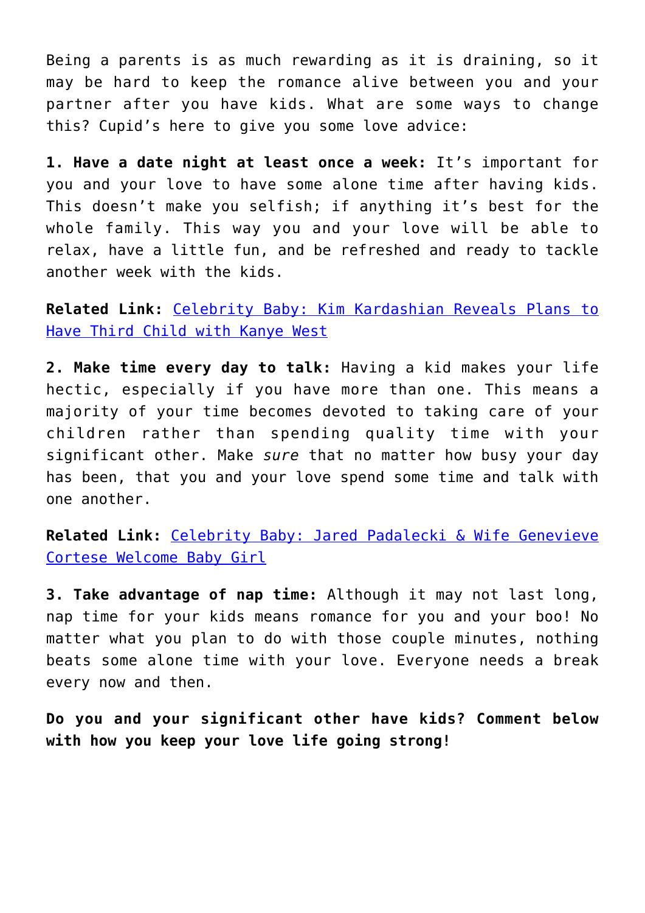Being a parents is as much rewarding as it is draining, so it may be hard to keep the romance alive between you and your partner after you have kids. What are some ways to change this? Cupid's here to give you some love advice:

**1. Have a date night at least once a week:** It's important for you and your love to have some alone time after having kids. This doesn't make you selfish; if anything it's best for the whole family. This way you and your love will be able to relax, have a little fun, and be refreshed and ready to tackle another week with the kids.

**Related Link:** Celebrity Baby: Kim Kardashian Reveals Plans to Have Third Child with Kanye West

**2. Make time every day to talk:** Having a kid makes your life hectic, especially if you have more than one. This means a majority of your time becomes devoted to taking care of your children rather than spending quality time with your significant other. Make *sure* that no matter how busy your day has been, that you and your love spend some time and talk with one another.

**Related Link:** Celebrity Baby: Jared Padalecki & Wife Genevieve Cortese Welcome Baby Girl

**3. Take advantage of nap time:** Although it may not last long, nap time for your kids means romance for you and your boo! No matter what you plan to do with those couple minutes, nothing beats some alone time with your love. Everyone needs a break every now and then.

**Do you and your significant other have kids? Comment below with how you keep your love life going strong!**